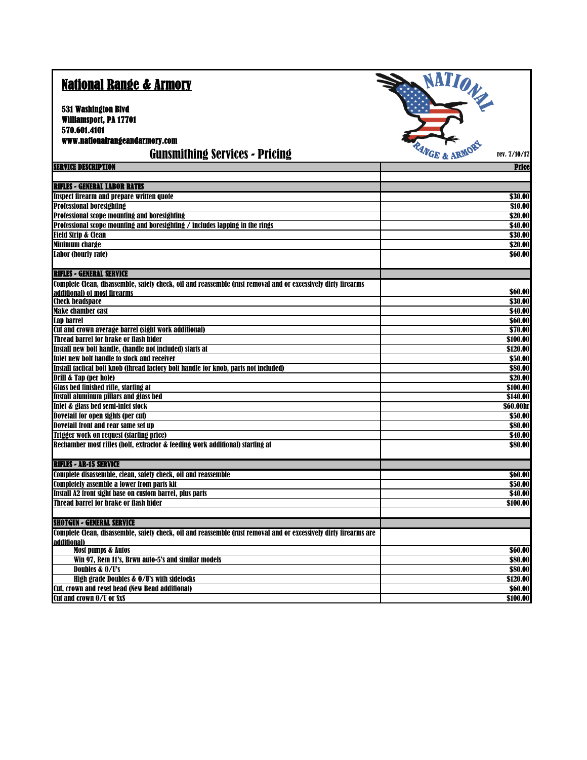# National Range & Armory

**531 Washington Blvd**
**Williamsport, PA 17701**
**570.601.4101**
**www.nationalrangeandarmory.com**

## Gunsmithing Services - Pricing

rev. 7/10/17

| SERVICE DESCRIPTION | Price |
|---|---|
| | |
| **RIFLES - GENERAL LABOR RATES** | |
| Inspect firearm and prepare written quote | $30.00 |
| Professional boresighting | $10.00 |
| Professional scope mounting and boresighting | $20.00 |
| Professional scope mounting and boresighting / includes lapping in the rings | $40.00 |
| Field Strip & Clean | $30.00 |
| Minimum charge | $20.00 |
| Labor (hourly rate) | $60.00 |
| **RIFLES - GENERAL SERVICE** | |
| Complete Clean, disassemble, safety check, oil and reassemble (rust removal and or excessively dirty firearms additional) of most firearms | $60.00 |
| Check headspace | $30.00 |
| Make chamber cast | $40.00 |
| Lap barrel | $60.00 |
| Cut and crown average barrel (sight work additional) | $70.00 |
| Thread barrel for brake or flash hider | $100.00 |
| Install new bolt handle, (handle not included) starts at | $120.00 |
| Inlet new bolt handle to stock and receiver | $50.00 |
| Install tactical bolt knob (thread factory bolt handle for knob, parts not included) | $80.00 |
| Drill & Tap (per hole) | $20.00 |
| Glass bed finished rifle, starting at | $100.00 |
| Install aluminum pillars and glass bed | $140.00 |
| Inlet & glass bed semi-inlet stock | $60.00hr |
| Dovetail for open sights (per cut) | $50.00 |
| Dovetail front and rear same set up | $80.00 |
| Trigger work on request (starting price) | $40.00 |
| Rechamber most rifles (bolt, extractor & feeding work additional) starting at | $80.00 |
| **RIFLES - AR-15 SERVICE** | |
| Complete disassemble, clean, safety check, oil and reassemble | $60.00 |
| Completely assemble a lower from parts kit | $50.00 |
| Install A2 front sight base on custom barrel, plus parts | $40.00 |
| Thread barrel for brake or flash hider | $100.00 |
| | |
| **SHOTGUN - GENERAL SERVICE** | |
| Complete Clean, disassemble, safety check, oil and reassemble (rust removal and or excessively dirty firearms are additional) | |
| Most pumps & Autos | $60.00 |
| Win 97, Rem 11's, Brwn auto-5's and similar models | $80.00 |
| Doubles & O/U's | $80.00 |
| High grade Doubles & O/U's with sidelocks | $120.00 |
| Cut, crown and reset bead (New Bead additional) | $60.00 |
| Cut and crown O/U or SxS | $100.00 |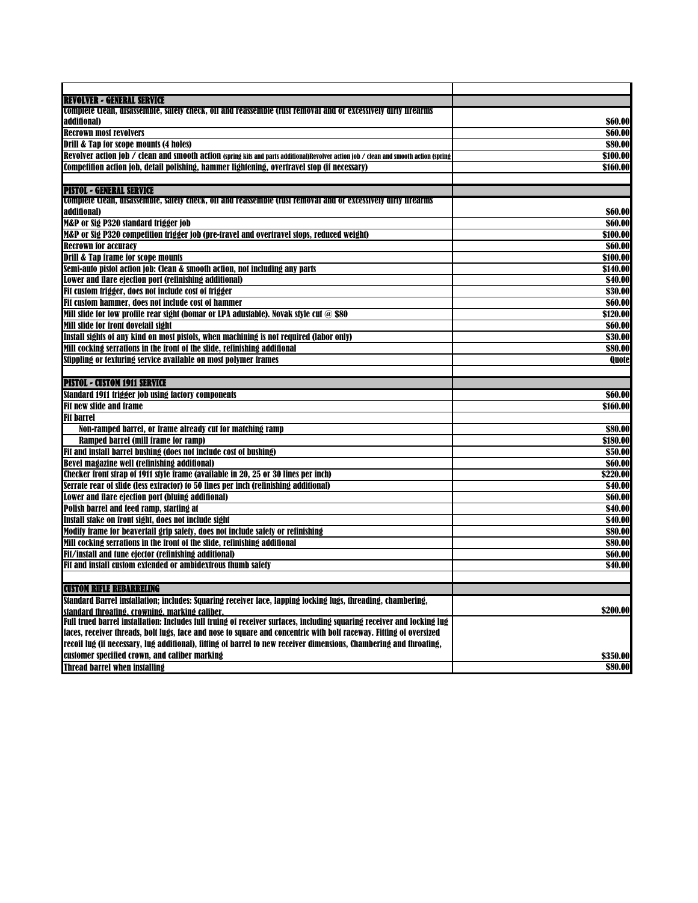| | |
|---|---|
| **REVOLVER - GENERAL SERVICE** | |
| Complete clean, disassemble, safety check, oil and reassemble (rust removal and or excessively dirty firearms additional) | $60.00 |
| Recrown most revolvers | $60.00 |
| Drill & Tap for scope mounts (4 holes) | $80.00 |
| Revolver action job / clean and smooth action (spring kits and parts additional)Revolver action job / clean and smooth action (spring | $100.00 |
| Competition action job, detail polishing, hammer lightening, overtravel stop (if necessary) | $160.00 |
| | |
| **PISTOL - GENERAL SERVICE** | |
| Complete clean, disassemble, safety check, oil and reassemble (rust removal and or excessively dirty firearms additional) | $60.00 |
| M&P or Sig P320 standard trigger job | $60.00 |
| M&P or Sig P320 competition trigger job (pre-travel and overtravel stops, reduced weight) | $100.00 |
| Recrown for accuracy | $60.00 |
| Drill & Tap frame for scope mounts | $100.00 |
| Semi-auto pistol action job: Clean & smooth action, not including any parts | $140.00 |
| Lower and flare ejection port (refinishing additional) | $40.00 |
| Fit custom trigger, does not include cost of trigger | $30.00 |
| Fit custom hammer, does not include cost of hammer | $60.00 |
| Mill slide for low profile rear sight (bomar or LPA adustable). Novak style cut @ $80 | $120.00 |
| Mill slide for front dovetail sight | $60.00 |
| Install sights of any kind on most pistols, when machining is not required (labor only) | $30.00 |
| Mill cocking serrations in the front of the slide, refinishing additional | $80.00 |
| Stippling or texturing service available on most polymer frames | Quote |
| | |
| **PISTOL - CUSTOM 1911 SERVICE** | |
| Standard 1911 trigger job using factory components | $60.00 |
| Fit new slide and frame | $160.00 |
| Fit barrel | |
| Non-ramped barrel, or frame already cut for matching ramp | $80.00 |
| Ramped barrel (mill frame for ramp) | $180.00 |
| Fit and install barrel bushing (does not include cost of bushing) | $50.00 |
| Bevel magazine well (refinishing additional) | $60.00 |
| Checker front strap of 1911 style frame (available in 20, 25 or 30 lines per inch) | $220.00 |
| Serrate rear of slide (less extractor) to 50 lines per inch (refinishing additional) | $40.00 |
| Lower and flare ejection port (bluing additional) | $60.00 |
| Polish barrel and feed ramp, starting at | $40.00 |
| Install stake on front sight, does not include sight | $40.00 |
| Modify frame for beavertail grip safety, does not include safety or refinishing | $80.00 |
| Mill cocking serrations in the front of the slide, refinishing additional | $80.00 |
| Fit/install and tune ejector (refinishing additional) | $60.00 |
| Fit and install custom extended or ambidextrous thumb safety | $40.00 |
| | |
| **CUSTOM RIFLE REBARRELING** | |
| Standard Barrel installation; includes: Squaring receiver face, lapping locking lugs, threading, chambering, standard throating, crowning, marking caliber. | $200.00 |
| Full trued barrel installation: Includes full truing of receiver surfaces, including squaring receiver and locking lug faces, receiver threads, bolt lugs, face and nose to square and concentric with bolt raceway. Fitting of oversized recoil lug (if necessary, lug additional), fitting of barrel to new receiver dimensions, Chambering and throating, customer specified crown, and caliber marking | $350.00 |
| Thread barrel when installing | $80.00 |